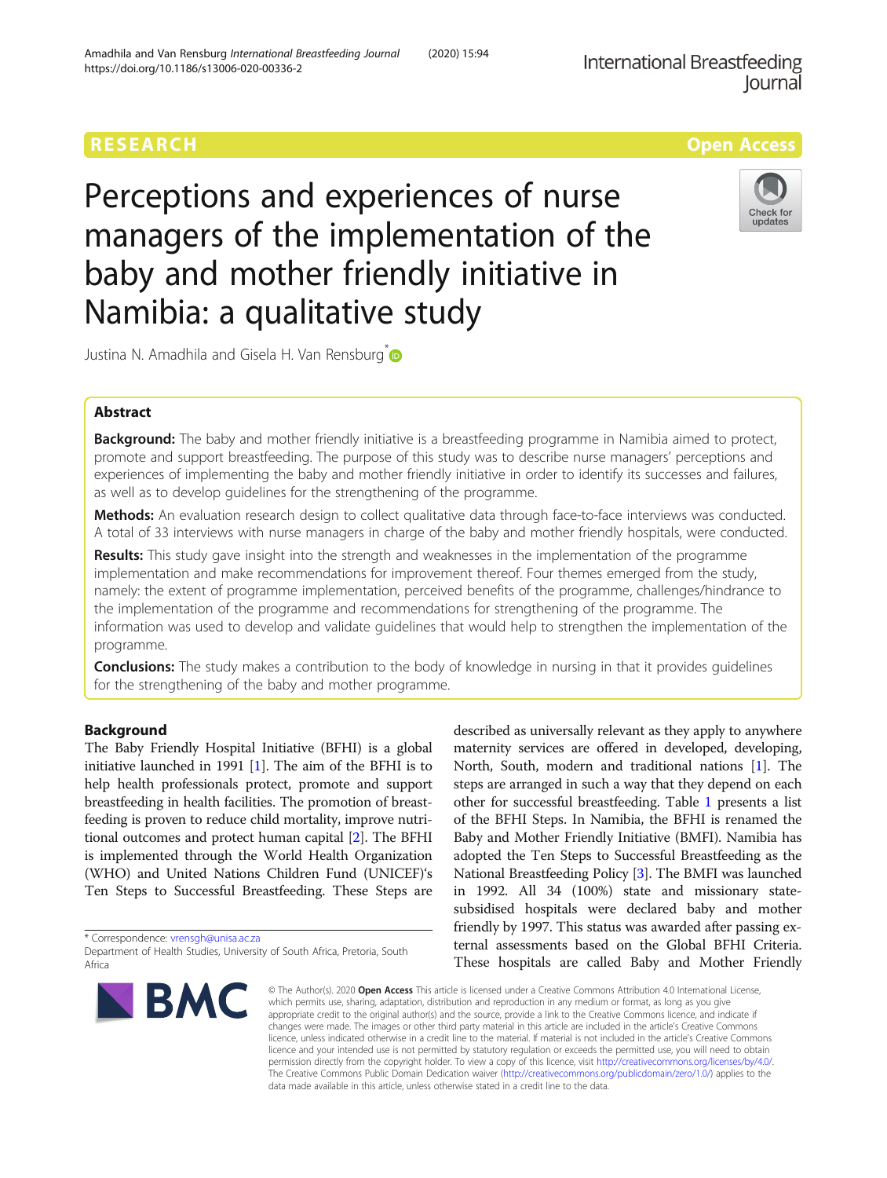RESEARCH

Open Access

# Perceptions and experiences of nurse managers of the implementation of the baby and mother friendly initiative in Namibia: a qualitative study

Justina N. Amadhila and Gisela H. Van Rensburg*

## Abstract

**Background:** The baby and mother friendly initiative is a breastfeeding programme in Namibia aimed to protect, promote and support breastfeeding. The purpose of this study was to describe nurse managers' perceptions and experiences of implementing the baby and mother friendly initiative in order to identify its successes and failures, as well as to develop guidelines for the strengthening of the programme.

**Methods:** An evaluation research design to collect qualitative data through face-to-face interviews was conducted. A total of 33 interviews with nurse managers in charge of the baby and mother friendly hospitals, were conducted.

**Results:** This study gave insight into the strength and weaknesses in the implementation of the programme implementation and make recommendations for improvement thereof. Four themes emerged from the study, namely: the extent of programme implementation, perceived benefits of the programme, challenges/hindrance to the implementation of the programme and recommendations for strengthening of the programme. The information was used to develop and validate guidelines that would help to strengthen the implementation of the programme.

**Conclusions:** The study makes a contribution to the body of knowledge in nursing in that it provides guidelines for the strengthening of the baby and mother programme.

## Background

The Baby Friendly Hospital Initiative (BFHI) is a global initiative launched in 1991 [1]. The aim of the BFHI is to help health professionals protect, promote and support breastfeeding in health facilities. The promotion of breastfeeding is proven to reduce child mortality, improve nutritional outcomes and protect human capital [2]. The BFHI is implemented through the World Health Organization (WHO) and United Nations Children Fund (UNICEF)'s Ten Steps to Successful Breastfeeding. These Steps are described as universally relevant as they apply to anywhere maternity services are offered in developed, developing, North, South, modern and traditional nations [1]. The steps are arranged in such a way that they depend on each other for successful breastfeeding. Table 1 presents a list of the BFHI Steps. In Namibia, the BFHI is renamed the Baby and Mother Friendly Initiative (BMFI). Namibia has adopted the Ten Steps to Successful Breastfeeding as the National Breastfeeding Policy [3]. The BMFI was launched in 1992. All 34 (100%) state and missionary state-subsidised hospitals were declared baby and mother friendly by 1997. This status was awarded after passing external assessments based on the Global BFHI Criteria. These hospitals are called Baby and Mother Friendly

* Correspondence: vrensgh@unisa.ac.za
Department of Health Studies, University of South Africa, Pretoria, South Africa

© The Author(s). 2020 **Open Access** This article is licensed under a Creative Commons Attribution 4.0 International License, which permits use, sharing, adaptation, distribution and reproduction in any medium or format, as long as you give appropriate credit to the original author(s) and the source, provide a link to the Creative Commons licence, and indicate if changes were made. The images or other third party material in this article are included in the article's Creative Commons licence, unless indicated otherwise in a credit line to the material. If material is not included in the article's Creative Commons licence and your intended use is not permitted by statutory regulation or exceeds the permitted use, you will need to obtain permission directly from the copyright holder. To view a copy of this licence, visit http://creativecommons.org/licenses/by/4.0/. The Creative Commons Public Domain Dedication waiver (http://creativecommons.org/publicdomain/zero/1.0/) applies to the data made available in this article, unless otherwise stated in a credit line to the data.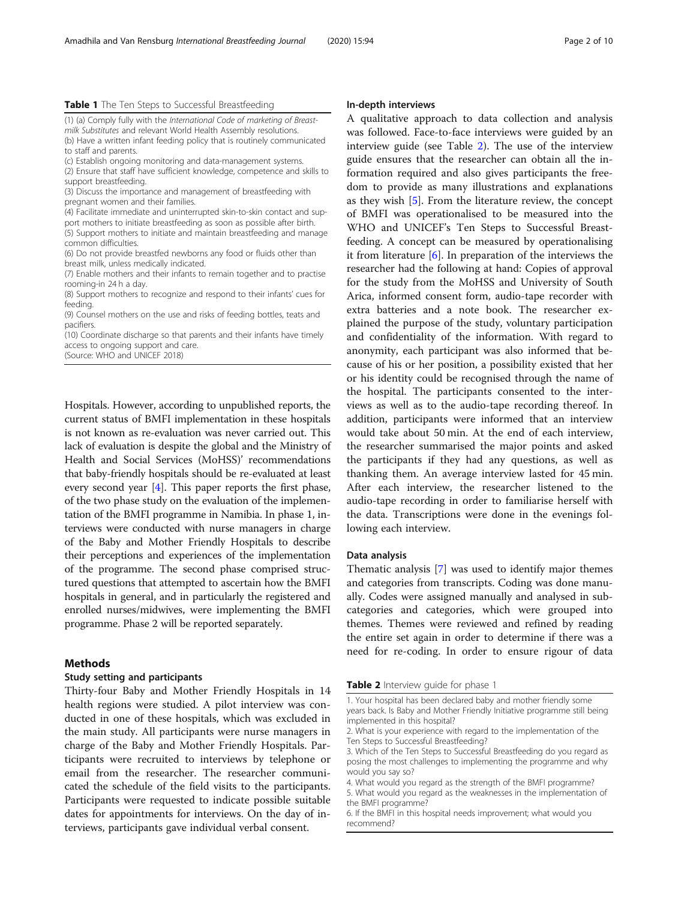**Table 1** The Ten Steps to Successful Breastfeeding

| |
|---|
| (1) (a) Comply fully with the *International Code of marketing of Breast-milk Substitutes* and relevant World Health Assembly resolutions. |
| (b) Have a written infant feeding policy that is routinely communicated to staff and parents. |
| (c) Establish ongoing monitoring and data-management systems. |
| (2) Ensure that staff have sufficient knowledge, competence and skills to support breastfeeding. |
| (3) Discuss the importance and management of breastfeeding with pregnant women and their families. |
| (4) Facilitate immediate and uninterrupted skin-to-skin contact and support mothers to initiate breastfeeding as soon as possible after birth. |
| (5) Support mothers to initiate and maintain breastfeeding and manage common difficulties. |
| (6) Do not provide breastfed newborns any food or fluids other than breast milk, unless medically indicated. |
| (7) Enable mothers and their infants to remain together and to practise rooming-in 24 h a day. |
| (8) Support mothers to recognize and respond to their infants' cues for feeding. |
| (9) Counsel mothers on the use and risks of feeding bottles, teats and pacifiers. |
| (10) Coordinate discharge so that parents and their infants have timely access to ongoing support and care. |
| (Source: WHO and UNICEF 2018) |

Hospitals. However, according to unpublished reports, the current status of BMFI implementation in these hospitals is not known as re-evaluation was never carried out. This lack of evaluation is despite the global and the Ministry of Health and Social Services (MoHSS)' recommendations that baby-friendly hospitals should be re-evaluated at least every second year [4]. This paper reports the first phase, of the two phase study on the evaluation of the implementation of the BMFI programme in Namibia. In phase 1, interviews were conducted with nurse managers in charge of the Baby and Mother Friendly Hospitals to describe their perceptions and experiences of the implementation of the programme. The second phase comprised structured questions that attempted to ascertain how the BMFI hospitals in general, and in particularly the registered and enrolled nurses/midwives, were implementing the BMFI programme. Phase 2 will be reported separately.

## Methods

### Study setting and participants

Thirty-four Baby and Mother Friendly Hospitals in 14 health regions were studied. A pilot interview was conducted in one of these hospitals, which was excluded in the main study. All participants were nurse managers in charge of the Baby and Mother Friendly Hospitals. Participants were recruited to interviews by telephone or email from the researcher. The researcher communicated the schedule of the field visits to the participants. Participants were requested to indicate possible suitable dates for appointments for interviews. On the day of interviews, participants gave individual verbal consent.

### In-depth interviews

A qualitative approach to data collection and analysis was followed. Face-to-face interviews were guided by an interview guide (see Table 2). The use of the interview guide ensures that the researcher can obtain all the information required and also gives participants the freedom to provide as many illustrations and explanations as they wish [5]. From the literature review, the concept of BMFI was operationalised to be measured into the WHO and UNICEF's Ten Steps to Successful Breastfeeding. A concept can be measured by operationalising it from literature [6]. In preparation of the interviews the researcher had the following at hand: Copies of approval for the study from the MoHSS and University of South Arica, informed consent form, audio-tape recorder with extra batteries and a note book. The researcher explained the purpose of the study, voluntary participation and confidentiality of the information. With regard to anonymity, each participant was also informed that because of his or her position, a possibility existed that her or his identity could be recognised through the name of the hospital. The participants consented to the interviews as well as to the audio-tape recording thereof. In addition, participants were informed that an interview would take about 50 min. At the end of each interview, the researcher summarised the major points and asked the participants if they had any questions, as well as thanking them. An average interview lasted for 45 min. After each interview, the researcher listened to the audio-tape recording in order to familiarise herself with the data. Transcriptions were done in the evenings following each interview.

### Data analysis

Thematic analysis [7] was used to identify major themes and categories from transcripts. Coding was done manually. Codes were assigned manually and analysed in subcategories and categories, which were grouped into themes. Themes were reviewed and refined by reading the entire set again in order to determine if there was a need for re-coding. In order to ensure rigour of data

**Table 2** Interview guide for phase 1

| |
|---|
| 1. Your hospital has been declared baby and mother friendly some years back. Is Baby and Mother Friendly Initiative programme still being implemented in this hospital? |
| 2. What is your experience with regard to the implementation of the Ten Steps to Successful Breastfeeding? |
| 3. Which of the Ten Steps to Successful Breastfeeding do you regard as posing the most challenges to implementing the programme and why would you say so? |
| 4. What would you regard as the strength of the BMFI programme? |
| 5. What would you regard as the weaknesses in the implementation of the BMFI programme? |
| 6. If the BMFI in this hospital needs improvement; what would you recommend? |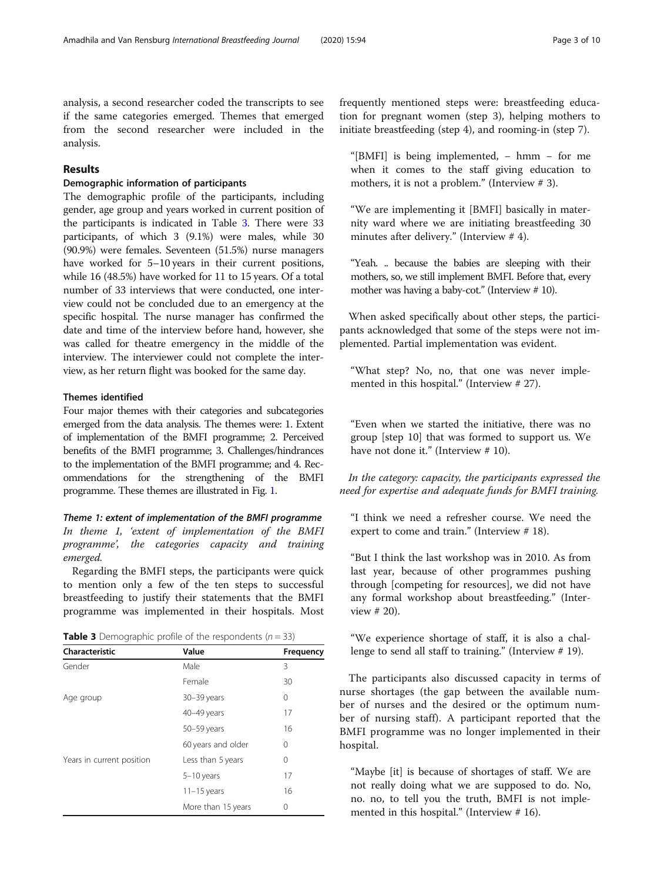analysis, a second researcher coded the transcripts to see if the same categories emerged. Themes that emerged from the second researcher were included in the analysis.

## Results

### Demographic information of participants

The demographic profile of the participants, including gender, age group and years worked in current position of the participants is indicated in Table 3. There were 33 participants, of which 3 (9.1%) were males, while 30 (90.9%) were females. Seventeen (51.5%) nurse managers have worked for 5–10 years in their current positions, while 16 (48.5%) have worked for 11 to 15 years. Of a total number of 33 interviews that were conducted, one interview could not be concluded due to an emergency at the specific hospital. The nurse manager has confirmed the date and time of the interview before hand, however, she was called for theatre emergency in the middle of the interview. The interviewer could not complete the interview, as her return flight was booked for the same day.

### Themes identified

Four major themes with their categories and subcategories emerged from the data analysis. The themes were: 1. Extent of implementation of the BMFI programme; 2. Perceived benefits of the BMFI programme; 3. Challenges/hindrances to the implementation of the BMFI programme; and 4. Recommendations for the strengthening of the BMFI programme. These themes are illustrated in Fig. 1.

#### *Theme 1: extent of implementation of the BMFI programme*

*In theme 1, 'extent of implementation of the BMFI programme', the categories capacity and training emerged.*

Regarding the BMFI steps, the participants were quick to mention only a few of the ten steps to successful breastfeeding to justify their statements that the BMFI programme was implemented in their hospitals. Most frequently mentioned steps were: breastfeeding education for pregnant women (step 3), helping mothers to initiate breastfeeding (step 4), and rooming-in (step 7).

**Table 3** Demographic profile of the respondents ($n = 33$)

| Characteristic | Value | Frequency |
|---|---|---|
| Gender | Male | 3 |
| | Female | 30 |
| Age group | 30–39 years | 0 |
| | 40–49 years | 17 |
| | 50–59 years | 16 |
| | 60 years and older | 0 |
| Years in current position | Less than 5 years | 0 |
| | 5–10 years | 17 |
| | 11–15 years | 16 |
| | More than 15 years | 0 |

> "[BMFI] is being implemented, – hmm – for me when it comes to the staff giving education to mothers, it is not a problem." (Interview # 3).

> "We are implementing it [BMFI] basically in maternity ward where we are initiating breastfeeding 30 minutes after delivery." (Interview # 4).

> "Yeah. .. because the babies are sleeping with their mothers, so, we still implement BMFI. Before that, every mother was having a baby-cot." (Interview # 10).

When asked specifically about other steps, the participants acknowledged that some of the steps were not implemented. Partial implementation was evident.

> "What step? No, no, that one was never implemented in this hospital." (Interview # 27).

> "Even when we started the initiative, there was no group [step 10] that was formed to support us. We have not done it." (Interview # 10).

*In the category: capacity, the participants expressed the need for expertise and adequate funds for BMFI training.*

> "I think we need a refresher course. We need the expert to come and train." (Interview # 18).

> "But I think the last workshop was in 2010. As from last year, because of other programmes pushing through [competing for resources], we did not have any formal workshop about breastfeeding." (Interview # 20).

> "We experience shortage of staff, it is also a challenge to send all staff to training." (Interview # 19).

The participants also discussed capacity in terms of nurse shortages (the gap between the available number of nurses and the desired or the optimum number of nursing staff). A participant reported that the BMFI programme was no longer implemented in their hospital.

> "Maybe [it] is because of shortages of staff. We are not really doing what we are supposed to do. No, no. no, to tell you the truth, BMFI is not implemented in this hospital." (Interview # 16).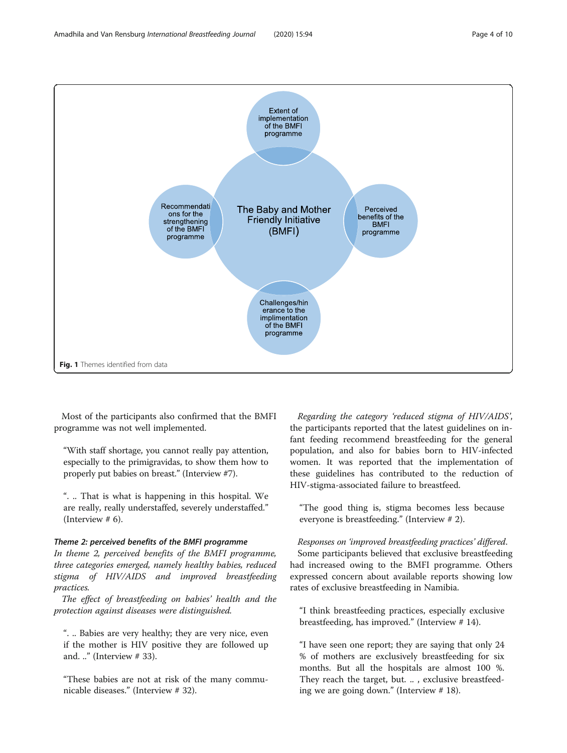Fig. 1 Themes identified from data

Most of the participants also confirmed that the BMFI programme was not well implemented.

> "With staff shortage, you cannot really pay attention, especially to the primigravidas, to show them how to properly put babies on breast." (Interview #7).

> ". .. That is what is happening in this hospital. We are really, really understaffed, severely understaffed." (Interview # 6).

#### *Theme 2: perceived benefits of the BMFI programme*

*In theme 2, perceived benefits of the BMFI programme, three categories emerged, namely healthy babies, reduced stigma of HIV/AIDS and improved breastfeeding practices.*

*The effect of breastfeeding on babies' health and the protection against diseases were distinguished.*

> ". .. Babies are very healthy; they are very nice, even if the mother is HIV positive they are followed up and. .." (Interview # 33).

> "These babies are not at risk of the many communicable diseases." (Interview # 32).

*Regarding the category 'reduced stigma of HIV/AIDS'*, the participants reported that the latest guidelines on infant feeding recommend breastfeeding for the general population, and also for babies born to HIV-infected women. It was reported that the implementation of these guidelines has contributed to the reduction of HIV-stigma-associated failure to breastfeed.

> "The good thing is, stigma becomes less because everyone is breastfeeding." (Interview # 2).

*Responses on 'improved breastfeeding practices' differed*. Some participants believed that exclusive breastfeeding had increased owing to the BMFI programme. Others expressed concern about available reports showing low rates of exclusive breastfeeding in Namibia.

> "I think breastfeeding practices, especially exclusive breastfeeding, has improved." (Interview # 14).

> "I have seen one report; they are saying that only 24 % of mothers are exclusively breastfeeding for six months. But all the hospitals are almost 100 %. They reach the target, but. .. , exclusive breastfeeding we are going down." (Interview # 18).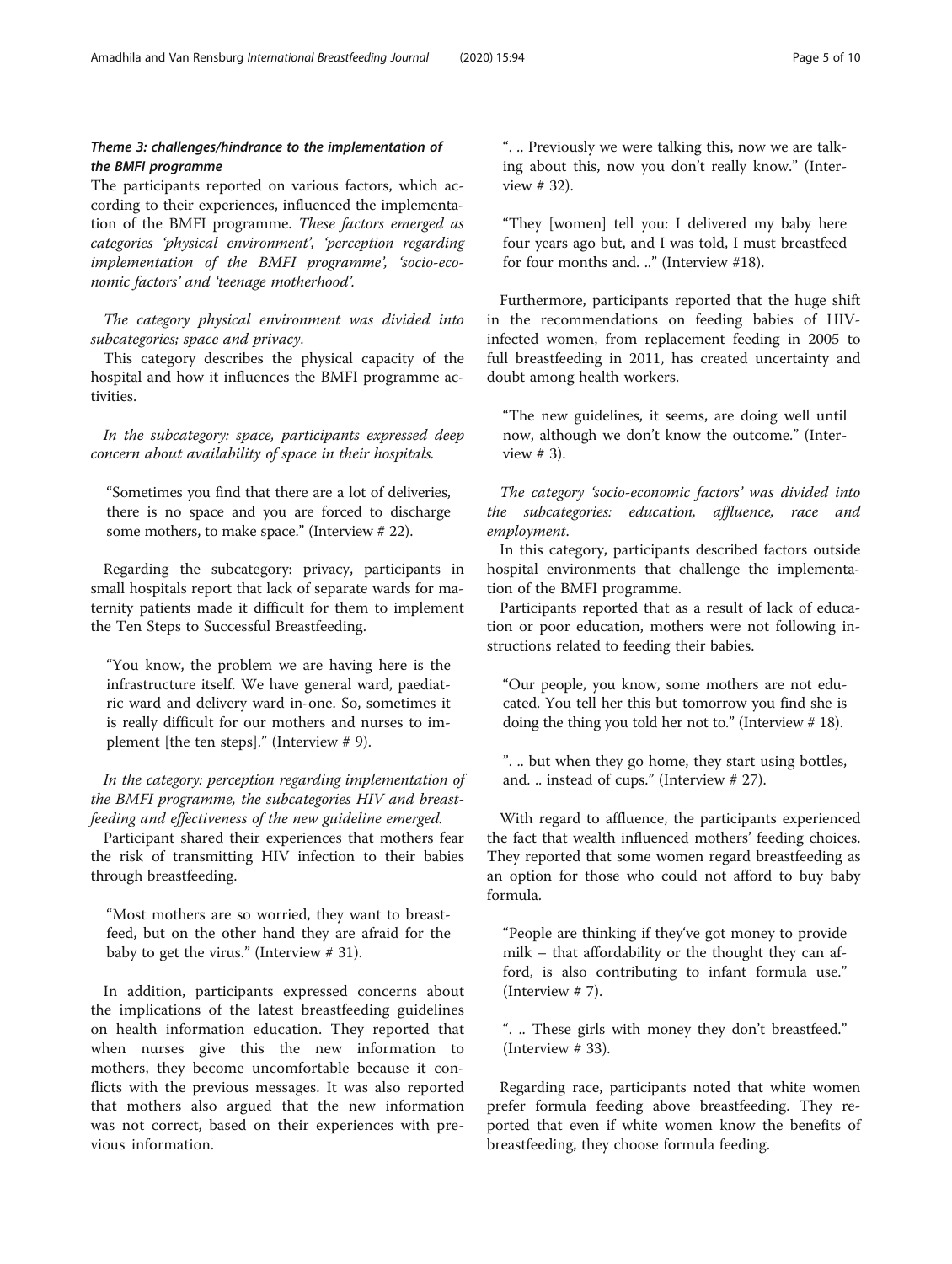### *Theme 3: challenges/hindrance to the implementation of the BMFI programme*

The participants reported on various factors, which according to their experiences, influenced the implementation of the BMFI programme. *These factors emerged as categories 'physical environment', 'perception regarding implementation of the BMFI programme', 'socio-economic factors' and 'teenage motherhood'.*

*The category physical environment was divided into subcategories; space and privacy.*

This category describes the physical capacity of the hospital and how it influences the BMFI programme activities.

*In the subcategory: space, participants expressed deep concern about availability of space in their hospitals.*

> "Sometimes you find that there are a lot of deliveries, there is no space and you are forced to discharge some mothers, to make space." (Interview # 22).

Regarding the subcategory: privacy, participants in small hospitals report that lack of separate wards for maternity patients made it difficult for them to implement the Ten Steps to Successful Breastfeeding.

> "You know, the problem we are having here is the infrastructure itself. We have general ward, paediatric ward and delivery ward in-one. So, sometimes it is really difficult for our mothers and nurses to implement [the ten steps]." (Interview # 9).

*In the category: perception regarding implementation of the BMFI programme, the subcategories HIV and breastfeeding and effectiveness of the new guideline emerged.*

Participant shared their experiences that mothers fear the risk of transmitting HIV infection to their babies through breastfeeding.

> "Most mothers are so worried, they want to breastfeed, but on the other hand they are afraid for the baby to get the virus." (Interview # 31).

In addition, participants expressed concerns about the implications of the latest breastfeeding guidelines on health information education. They reported that when nurses give this the new information to mothers, they become uncomfortable because it conflicts with the previous messages. It was also reported that mothers also argued that the new information was not correct, based on their experiences with previous information.

> ". .. Previously we were talking this, now we are talking about this, now you don't really know." (Interview # 32).

> "They [women] tell you: I delivered my baby here four years ago but, and I was told, I must breastfeed for four months and. .." (Interview #18).

Furthermore, participants reported that the huge shift in the recommendations on feeding babies of HIV-infected women, from replacement feeding in 2005 to full breastfeeding in 2011, has created uncertainty and doubt among health workers.

> "The new guidelines, it seems, are doing well until now, although we don't know the outcome." (Interview # 3).

*The category 'socio-economic factors' was divided into the subcategories: education, affluence, race and employment.*

In this category, participants described factors outside hospital environments that challenge the implementation of the BMFI programme.

Participants reported that as a result of lack of education or poor education, mothers were not following instructions related to feeding their babies.

> "Our people, you know, some mothers are not educated. You tell her this but tomorrow you find she is doing the thing you told her not to." (Interview # 18).

> ". .. but when they go home, they start using bottles, and. .. instead of cups." (Interview # 27).

With regard to affluence, the participants experienced the fact that wealth influenced mothers' feeding choices. They reported that some women regard breastfeeding as an option for those who could not afford to buy baby formula.

> "People are thinking if they've got money to provide milk – that affordability or the thought they can afford, is also contributing to infant formula use." (Interview # 7).

> ". .. These girls with money they don't breastfeed." (Interview # 33).

Regarding race, participants noted that white women prefer formula feeding above breastfeeding. They reported that even if white women know the benefits of breastfeeding, they choose formula feeding.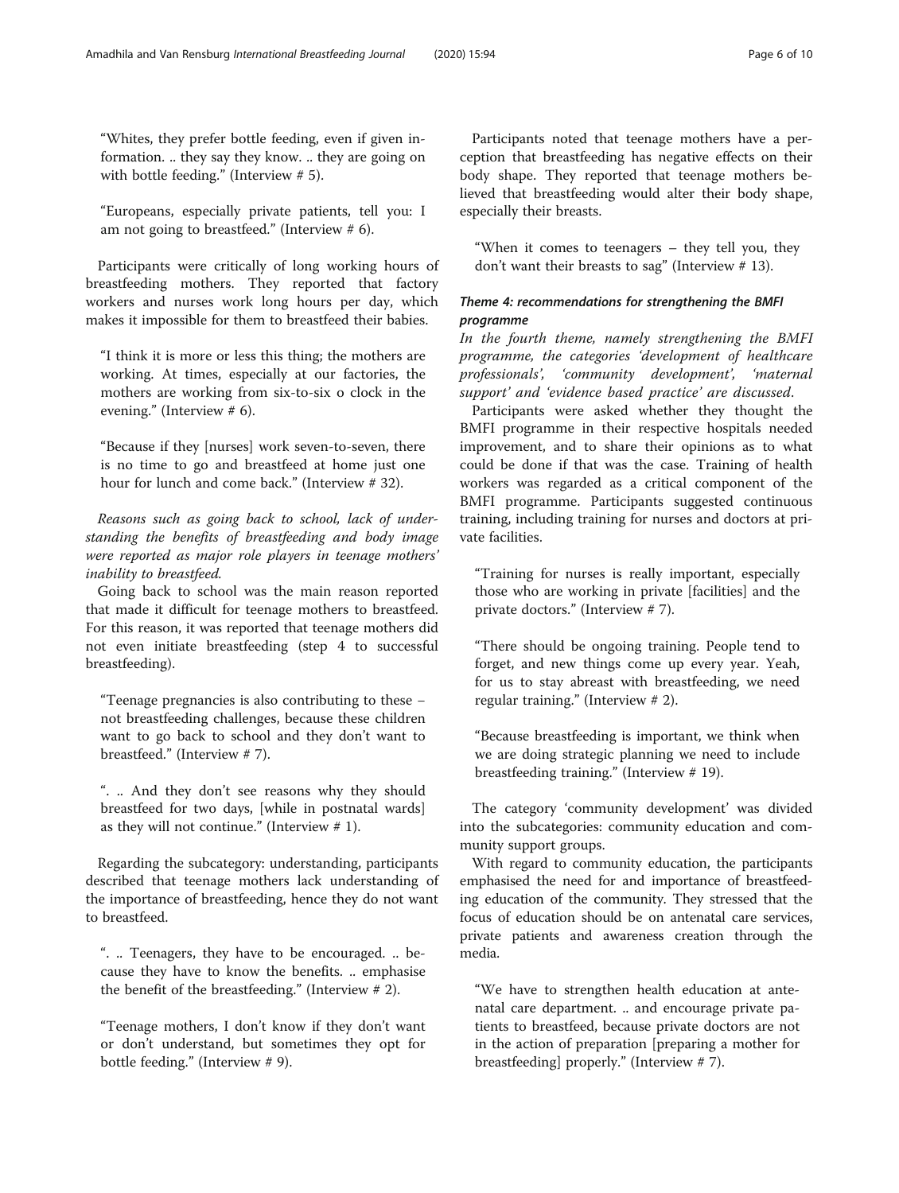"Whites, they prefer bottle feeding, even if given information. .. they say they know. .. they are going on with bottle feeding." (Interview # 5).

"Europeans, especially private patients, tell you: I am not going to breastfeed." (Interview # 6).

Participants were critically of long working hours of breastfeeding mothers. They reported that factory workers and nurses work long hours per day, which makes it impossible for them to breastfeed their babies.

"I think it is more or less this thing; the mothers are working. At times, especially at our factories, the mothers are working from six-to-six o clock in the evening." (Interview # 6).

"Because if they [nurses] work seven-to-seven, there is no time to go and breastfeed at home just one hour for lunch and come back." (Interview # 32).

*Reasons such as going back to school, lack of understanding the benefits of breastfeeding and body image were reported as major role players in teenage mothers' inability to breastfeed.*

Going back to school was the main reason reported that made it difficult for teenage mothers to breastfeed. For this reason, it was reported that teenage mothers did not even initiate breastfeeding (step 4 to successful breastfeeding).

"Teenage pregnancies is also contributing to these – not breastfeeding challenges, because these children want to go back to school and they don't want to breastfeed." (Interview # 7).

". .. And they don't see reasons why they should breastfeed for two days, [while in postnatal wards] as they will not continue." (Interview # 1).

Regarding the subcategory: understanding, participants described that teenage mothers lack understanding of the importance of breastfeeding, hence they do not want to breastfeed.

". .. Teenagers, they have to be encouraged. .. because they have to know the benefits. .. emphasise the benefit of the breastfeeding." (Interview # 2).

"Teenage mothers, I don't know if they don't want or don't understand, but sometimes they opt for bottle feeding." (Interview # 9).

Participants noted that teenage mothers have a perception that breastfeeding has negative effects on their body shape. They reported that teenage mothers believed that breastfeeding would alter their body shape, especially their breasts.

"When it comes to teenagers – they tell you, they don't want their breasts to sag" (Interview # 13).

### *Theme 4: recommendations for strengthening the BMFI programme*

*In the fourth theme, namely strengthening the BMFI programme, the categories 'development of healthcare professionals', 'community development', 'maternal support' and 'evidence based practice' are discussed.*

Participants were asked whether they thought the BMFI programme in their respective hospitals needed improvement, and to share their opinions as to what could be done if that was the case. Training of health workers was regarded as a critical component of the BMFI programme. Participants suggested continuous training, including training for nurses and doctors at private facilities.

"Training for nurses is really important, especially those who are working in private [facilities] and the private doctors." (Interview # 7).

"There should be ongoing training. People tend to forget, and new things come up every year. Yeah, for us to stay abreast with breastfeeding, we need regular training." (Interview # 2).

"Because breastfeeding is important, we think when we are doing strategic planning we need to include breastfeeding training." (Interview # 19).

The category 'community development' was divided into the subcategories: community education and community support groups.

With regard to community education, the participants emphasised the need for and importance of breastfeeding education of the community. They stressed that the focus of education should be on antenatal care services, private patients and awareness creation through the media.

"We have to strengthen health education at antenatal care department. .. and encourage private patients to breastfeed, because private doctors are not in the action of preparation [preparing a mother for breastfeeding] properly." (Interview # 7).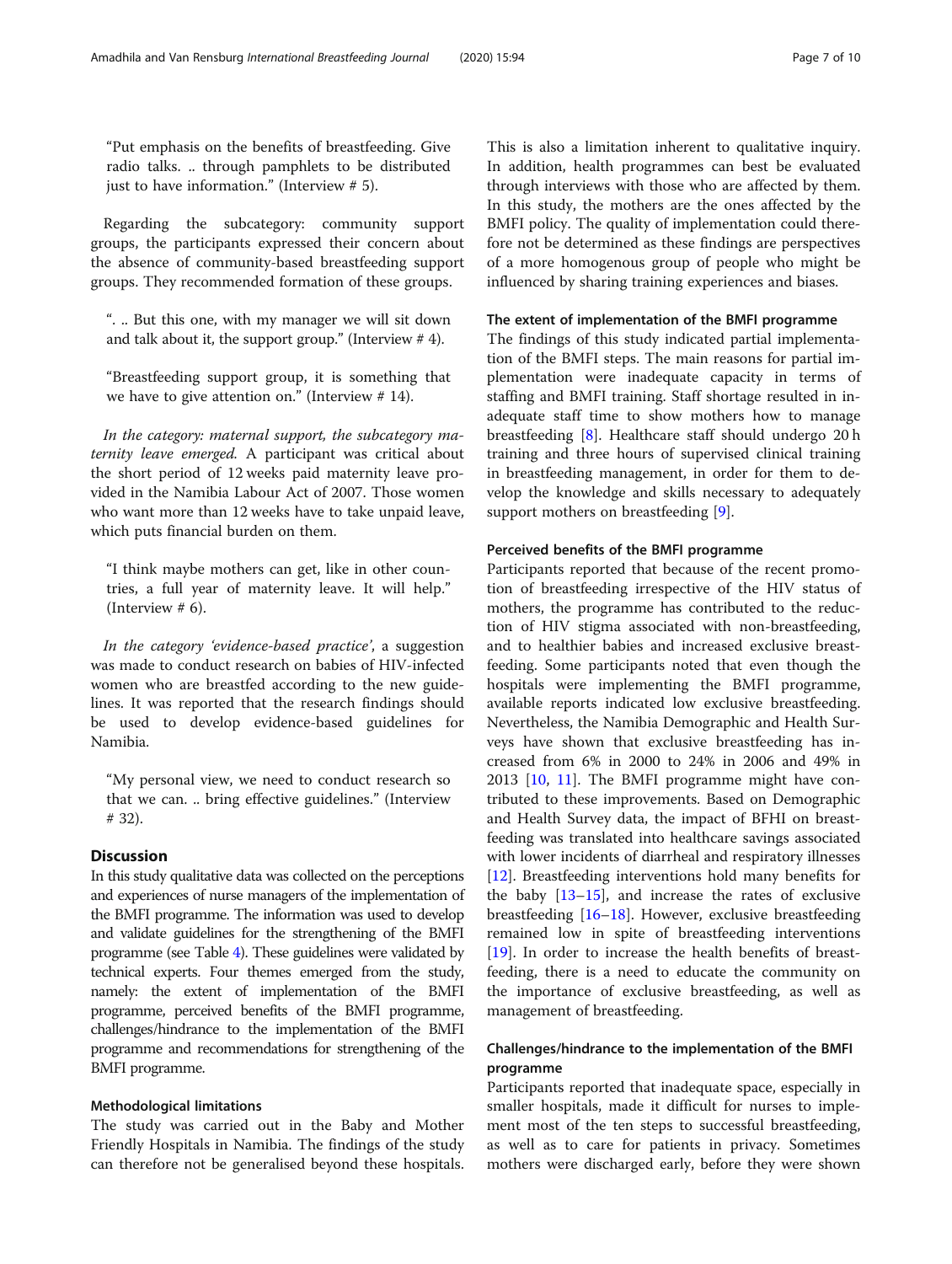"Put emphasis on the benefits of breastfeeding. Give radio talks. .. through pamphlets to be distributed just to have information." (Interview # 5).

Regarding the subcategory: community support groups, the participants expressed their concern about the absence of community-based breastfeeding support groups. They recommended formation of these groups.

". .. But this one, with my manager we will sit down and talk about it, the support group." (Interview # 4).

"Breastfeeding support group, it is something that we have to give attention on." (Interview # 14).

*In the category: maternal support, the subcategory maternity leave emerged.* A participant was critical about the short period of 12 weeks paid maternity leave provided in the Namibia Labour Act of 2007. Those women who want more than 12 weeks have to take unpaid leave, which puts financial burden on them.

"I think maybe mothers can get, like in other countries, a full year of maternity leave. It will help." (Interview # 6).

*In the category 'evidence-based practice'*, a suggestion was made to conduct research on babies of HIV-infected women who are breastfed according to the new guidelines. It was reported that the research findings should be used to develop evidence-based guidelines for Namibia.

"My personal view, we need to conduct research so that we can. .. bring effective guidelines." (Interview # 32).

## Discussion

In this study qualitative data was collected on the perceptions and experiences of nurse managers of the implementation of the BMFI programme. The information was used to develop and validate guidelines for the strengthening of the BMFI programme (see Table 4). These guidelines were validated by technical experts. Four themes emerged from the study, namely: the extent of implementation of the BMFI programme, perceived benefits of the BMFI programme, challenges/hindrance to the implementation of the BMFI programme and recommendations for strengthening of the BMFI programme.

### Methodological limitations

The study was carried out in the Baby and Mother Friendly Hospitals in Namibia. The findings of the study can therefore not be generalised beyond these hospitals. This is also a limitation inherent to qualitative inquiry. In addition, health programmes can best be evaluated through interviews with those who are affected by them. In this study, the mothers are the ones affected by the BMFI policy. The quality of implementation could therefore not be determined as these findings are perspectives of a more homogenous group of people who might be influenced by sharing training experiences and biases.

### The extent of implementation of the BMFI programme

The findings of this study indicated partial implementation of the BMFI steps. The main reasons for partial implementation were inadequate capacity in terms of staffing and BMFI training. Staff shortage resulted in inadequate staff time to show mothers how to manage breastfeeding [8]. Healthcare staff should undergo 20 h training and three hours of supervised clinical training in breastfeeding management, in order for them to develop the knowledge and skills necessary to adequately support mothers on breastfeeding [9].

### Perceived benefits of the BMFI programme

Participants reported that because of the recent promotion of breastfeeding irrespective of the HIV status of mothers, the programme has contributed to the reduction of HIV stigma associated with non-breastfeeding, and to healthier babies and increased exclusive breastfeeding. Some participants noted that even though the hospitals were implementing the BMFI programme, available reports indicated low exclusive breastfeeding. Nevertheless, the Namibia Demographic and Health Surveys have shown that exclusive breastfeeding has increased from 6% in 2000 to 24% in 2006 and 49% in 2013 [10, 11]. The BMFI programme might have contributed to these improvements. Based on Demographic and Health Survey data, the impact of BFHI on breastfeeding was translated into healthcare savings associated with lower incidents of diarrheal and respiratory illnesses [12]. Breastfeeding interventions hold many benefits for the baby [13–15], and increase the rates of exclusive breastfeeding [16–18]. However, exclusive breastfeeding remained low in spite of breastfeeding interventions [19]. In order to increase the health benefits of breastfeeding, there is a need to educate the community on the importance of exclusive breastfeeding, as well as management of breastfeeding.

### Challenges/hindrance to the implementation of the BMFI programme

Participants reported that inadequate space, especially in smaller hospitals, made it difficult for nurses to implement most of the ten steps to successful breastfeeding, as well as to care for patients in privacy. Sometimes mothers were discharged early, before they were shown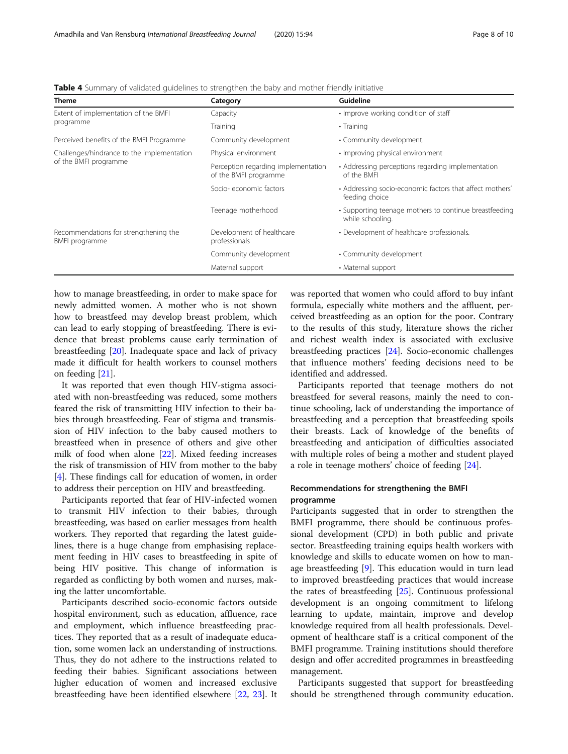**Table 4** Summary of validated guidelines to strengthen the baby and mother friendly initiative

| Theme | Category | Guideline |
| --- | --- | --- |
| Extent of implementation of the BMFI programme | Capacity | • Improve working condition of staff |
| | Training | • Training |
| Perceived benefits of the BMFI Programme | Community development | • Community development. |
| Challenges/hindrance to the implementation of the BMFI programme | Physical environment | • Improving physical environment |
| | Perception regarding implementation of the BMFI programme | • Addressing perceptions regarding implementation of the BMFI |
| | Socio- economic factors | • Addressing socio-economic factors that affect mothers' feeding choice |
| | Teenage motherhood | • Supporting teenage mothers to continue breastfeeding while schooling. |
| Recommendations for strengthening the BMFI programme | Development of healthcare professionals | • Development of healthcare professionals. |
| | Community development | • Community development |
| | Maternal support | • Maternal support |

how to manage breastfeeding, in order to make space for newly admitted women. A mother who is not shown how to breastfeed may develop breast problem, which can lead to early stopping of breastfeeding. There is evidence that breast problems cause early termination of breastfeeding [20]. Inadequate space and lack of privacy made it difficult for health workers to counsel mothers on feeding [21].

It was reported that even though HIV-stigma associated with non-breastfeeding was reduced, some mothers feared the risk of transmitting HIV infection to their babies through breastfeeding. Fear of stigma and transmission of HIV infection to the baby caused mothers to breastfeed when in presence of others and give other milk of food when alone [22]. Mixed feeding increases the risk of transmission of HIV from mother to the baby [4]. These findings call for education of women, in order to address their perception on HIV and breastfeeding.

Participants reported that fear of HIV-infected women to transmit HIV infection to their babies, through breastfeeding, was based on earlier messages from health workers. They reported that regarding the latest guidelines, there is a huge change from emphasising replacement feeding in HIV cases to breastfeeding in spite of being HIV positive. This change of information is regarded as conflicting by both women and nurses, making the latter uncomfortable.

Participants described socio-economic factors outside hospital environment, such as education, affluence, race and employment, which influence breastfeeding practices. They reported that as a result of inadequate education, some women lack an understanding of instructions. Thus, they do not adhere to the instructions related to feeding their babies. Significant associations between higher education of women and increased exclusive breastfeeding have been identified elsewhere [22, 23]. It was reported that women who could afford to buy infant formula, especially white mothers and the affluent, perceived breastfeeding as an option for the poor. Contrary to the results of this study, literature shows the richer and richest wealth index is associated with exclusive breastfeeding practices [24]. Socio-economic challenges that influence mothers' feeding decisions need to be identified and addressed.

Participants reported that teenage mothers do not breastfeed for several reasons, mainly the need to continue schooling, lack of understanding the importance of breastfeeding and a perception that breastfeeding spoils their breasts. Lack of knowledge of the benefits of breastfeeding and anticipation of difficulties associated with multiple roles of being a mother and student played a role in teenage mothers' choice of feeding [24].

### Recommendations for strengthening the BMFI programme

Participants suggested that in order to strengthen the BMFI programme, there should be continuous professional development (CPD) in both public and private sector. Breastfeeding training equips health workers with knowledge and skills to educate women on how to manage breastfeeding [9]. This education would in turn lead to improved breastfeeding practices that would increase the rates of breastfeeding [25]. Continuous professional development is an ongoing commitment to lifelong learning to update, maintain, improve and develop knowledge required from all health professionals. Development of healthcare staff is a critical component of the BMFI programme. Training institutions should therefore design and offer accredited programmes in breastfeeding management.

Participants suggested that support for breastfeeding should be strengthened through community education.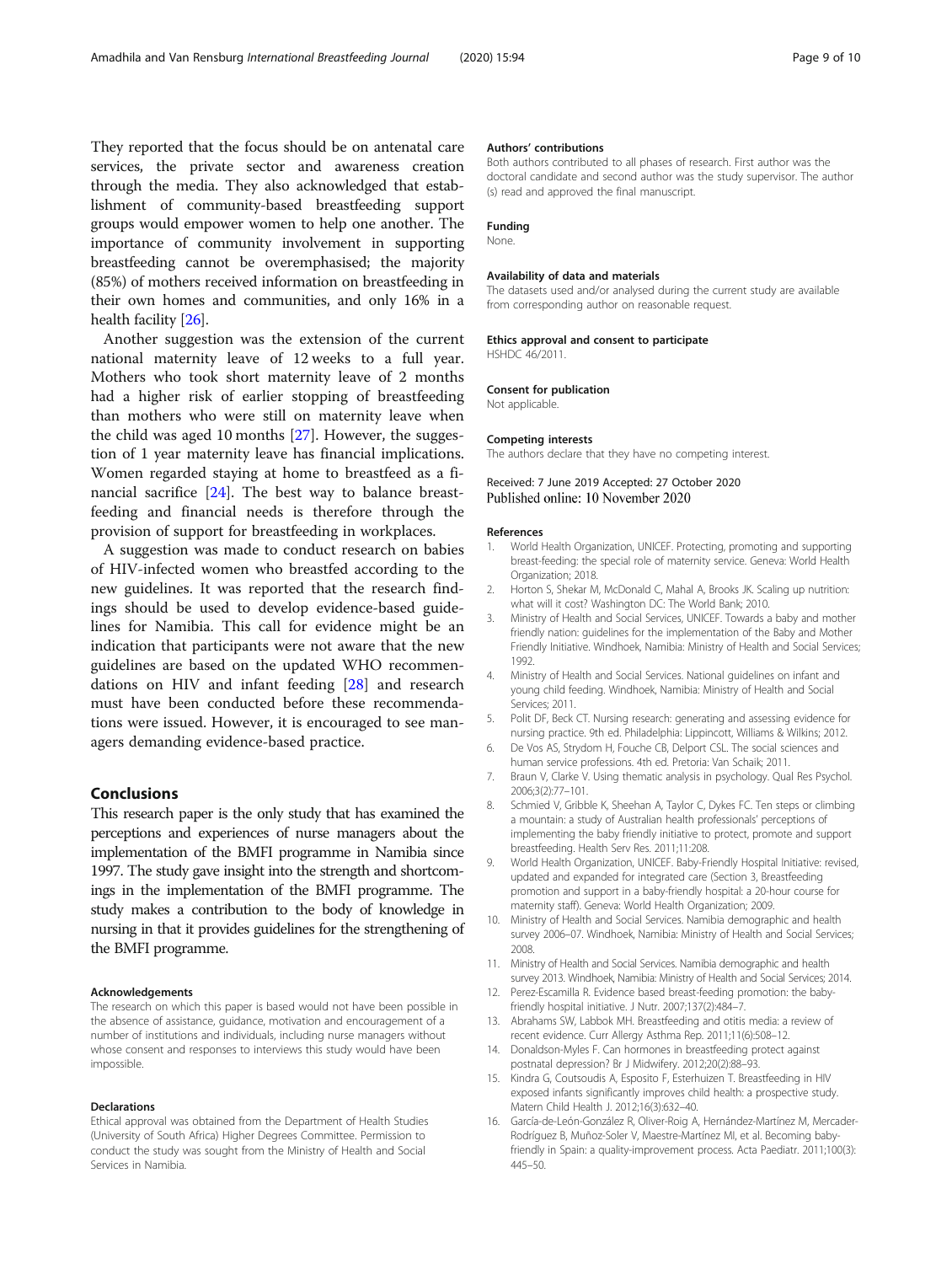They reported that the focus should be on antenatal care services, the private sector and awareness creation through the media. They also acknowledged that establishment of community-based breastfeeding support groups would empower women to help one another. The importance of community involvement in supporting breastfeeding cannot be overemphasised; the majority (85%) of mothers received information on breastfeeding in their own homes and communities, and only 16% in a health facility [26].

Another suggestion was the extension of the current national maternity leave of 12 weeks to a full year. Mothers who took short maternity leave of 2 months had a higher risk of earlier stopping of breastfeeding than mothers who were still on maternity leave when the child was aged 10 months [27]. However, the suggestion of 1 year maternity leave has financial implications. Women regarded staying at home to breastfeed as a financial sacrifice [24]. The best way to balance breastfeeding and financial needs is therefore through the provision of support for breastfeeding in workplaces.

A suggestion was made to conduct research on babies of HIV-infected women who breastfed according to the new guidelines. It was reported that the research findings should be used to develop evidence-based guidelines for Namibia. This call for evidence might be an indication that participants were not aware that the new guidelines are based on the updated WHO recommendations on HIV and infant feeding [28] and research must have been conducted before these recommendations were issued. However, it is encouraged to see managers demanding evidence-based practice.

## Conclusions

This research paper is the only study that has examined the perceptions and experiences of nurse managers about the implementation of the BMFI programme in Namibia since 1997. The study gave insight into the strength and shortcomings in the implementation of the BMFI programme. The study makes a contribution to the body of knowledge in nursing in that it provides guidelines for the strengthening of the BMFI programme.

### Acknowledgements

The research on which this paper is based would not have been possible in the absence of assistance, guidance, motivation and encouragement of a number of institutions and individuals, including nurse managers without whose consent and responses to interviews this study would have been impossible.

### Declarations

Ethical approval was obtained from the Department of Health Studies (University of South Africa) Higher Degrees Committee. Permission to conduct the study was sought from the Ministry of Health and Social Services in Namibia.

### Authors' contributions

Both authors contributed to all phases of research. First author was the doctoral candidate and second author was the study supervisor. The author (s) read and approved the final manuscript.

### Funding

None.

### Availability of data and materials

The datasets used and/or analysed during the current study are available from corresponding author on reasonable request.

### Ethics approval and consent to participate

HSHDC 46/2011.

### Consent for publication

Not applicable.

### Competing interests

The authors declare that they have no competing interest.

Received: 7 June 2019 Accepted: 27 October 2020
Published online: 10 November 2020

### References

1. World Health Organization, UNICEF. Protecting, promoting and supporting breast-feeding: the special role of maternity service. Geneva: World Health Organization; 2018.
2. Horton S, Shekar M, McDonald C, Mahal A, Brooks JK. Scaling up nutrition: what will it cost? Washington DC: The World Bank; 2010.
3. Ministry of Health and Social Services, UNICEF. Towards a baby and mother friendly nation: guidelines for the implementation of the Baby and Mother Friendly Initiative. Windhoek, Namibia: Ministry of Health and Social Services; 1992.
4. Ministry of Health and Social Services. National guidelines on infant and young child feeding. Windhoek, Namibia: Ministry of Health and Social Services; 2011.
5. Polit DF, Beck CT. Nursing research: generating and assessing evidence for nursing practice. 9th ed. Philadelphia: Lippincott, Williams & Wilkins; 2012.
6. De Vos AS, Strydom H, Fouche CB, Delport CSL. The social sciences and human service professions. 4th ed. Pretoria: Van Schaik; 2011.
7. Braun V, Clarke V. Using thematic analysis in psychology. Qual Res Psychol. 2006;3(2):77–101.
8. Schmied V, Gribble K, Sheehan A, Taylor C, Dykes FC. Ten steps or climbing a mountain: a study of Australian health professionals' perceptions of implementing the baby friendly initiative to protect, promote and support breastfeeding. Health Serv Res. 2011;11:208.
9. World Health Organization, UNICEF. Baby-Friendly Hospital Initiative: revised, updated and expanded for integrated care (Section 3, Breastfeeding promotion and support in a baby-friendly hospital: a 20-hour course for maternity staff). Geneva: World Health Organization; 2009.
10. Ministry of Health and Social Services. Namibia demographic and health survey 2006–07. Windhoek, Namibia: Ministry of Health and Social Services; 2008.
11. Ministry of Health and Social Services. Namibia demographic and health survey 2013. Windhoek, Namibia: Ministry of Health and Social Services; 2014.
12. Perez-Escamilla R. Evidence based breast-feeding promotion: the baby-friendly hospital initiative. J Nutr. 2007;137(2):484–7.
13. Abrahams SW, Labbok MH. Breastfeeding and otitis media: a review of recent evidence. Curr Allergy Asthma Rep. 2011;11(6):508–12.
14. Donaldson-Myles F. Can hormones in breastfeeding protect against postnatal depression? Br J Midwifery. 2012;20(2):88–93.
15. Kindra G, Coutsoudis A, Esposito F, Esterhuizen T. Breastfeeding in HIV exposed infants significantly improves child health: a prospective study. Matern Child Health J. 2012;16(3):632–40.
16. García-de-León-González R, Oliver-Roig A, Hernández-Martínez M, Mercader-Rodríguez B, Muñoz-Soler V, Maestre-Martínez MI, et al. Becoming baby-friendly in Spain: a quality-improvement process. Acta Paediatr. 2011;100(3):445–50.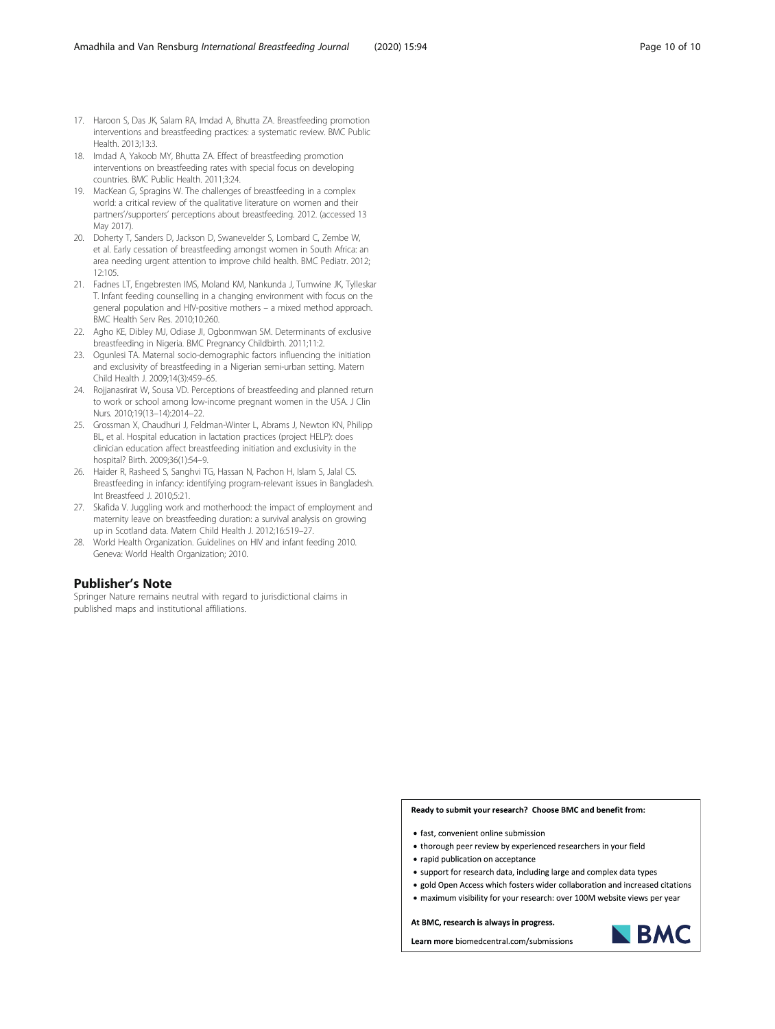17. Haroon S, Das JK, Salam RA, Imdad A, Bhutta ZA. Breastfeeding promotion interventions and breastfeeding practices: a systematic review. BMC Public Health. 2013;13:3.
18. Imdad A, Yakoob MY, Bhutta ZA. Effect of breastfeeding promotion interventions on breastfeeding rates with special focus on developing countries. BMC Public Health. 2011;3:24.
19. MacKean G, Spragins W. The challenges of breastfeeding in a complex world: a critical review of the qualitative literature on women and their partners'/supporters' perceptions about breastfeeding. 2012. (accessed 13 May 2017).
20. Doherty T, Sanders D, Jackson D, Swanevelder S, Lombard C, Zembe W, et al. Early cessation of breastfeeding amongst women in South Africa: an area needing urgent attention to improve child health. BMC Pediatr. 2012; 12:105.
21. Fadnes LT, Engebresten IMS, Moland KM, Nankunda J, Tumwine JK, Tylleskar T. Infant feeding counselling in a changing environment with focus on the general population and HIV-positive mothers – a mixed method approach. BMC Health Serv Res. 2010;10:260.
22. Agho KE, Dibley MJ, Odiase JI, Ogbonmwan SM. Determinants of exclusive breastfeeding in Nigeria. BMC Pregnancy Childbirth. 2011;11:2.
23. Ogunlesi TA. Maternal socio-demographic factors influencing the initiation and exclusivity of breastfeeding in a Nigerian semi-urban setting. Matern Child Health J. 2009;14(3):459–65.
24. Rojjanasrirat W, Sousa VD. Perceptions of breastfeeding and planned return to work or school among low-income pregnant women in the USA. J Clin Nurs. 2010;19(13–14):2014–22.
25. Grossman X, Chaudhuri J, Feldman-Winter L, Abrams J, Newton KN, Philipp BL, et al. Hospital education in lactation practices (project HELP): does clinician education affect breastfeeding initiation and exclusivity in the hospital? Birth. 2009;36(1):54–9.
26. Haider R, Rasheed S, Sanghvi TG, Hassan N, Pachon H, Islam S, Jalal CS. Breastfeeding in infancy: identifying program-relevant issues in Bangladesh. Int Breastfeed J. 2010;5:21.
27. Skafida V. Juggling work and motherhood: the impact of employment and maternity leave on breastfeeding duration: a survival analysis on growing up in Scotland data. Matern Child Health J. 2012;16:519–27.
28. World Health Organization. Guidelines on HIV and infant feeding 2010. Geneva: World Health Organization; 2010.

## Publisher's Note

Springer Nature remains neutral with regard to jurisdictional claims in published maps and institutional affiliations.

**Ready to submit your research? Choose BMC and benefit from:**

- fast, convenient online submission
- thorough peer review by experienced researchers in your field
- rapid publication on acceptance
- support for research data, including large and complex data types
- gold Open Access which fosters wider collaboration and increased citations
- maximum visibility for your research: over 100M website views per year

**At BMC, research is always in progress.**

**Learn more** biomedcentral.com/submissions

BMC